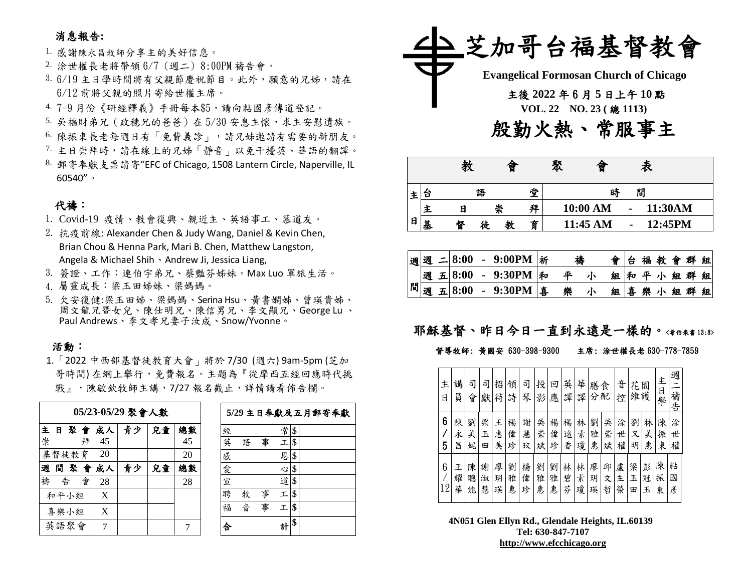## 消息報告:

1. 感謝陳永昌牧師分享主的美好信息。
2. 涂世權長老將帶領 6/7（週二）8:00PM 禱告會。
3. 6/19 主日學時間將有父親節慶祝節目。此外，願意的兄姊，請在 6/12 前將父親的照片寄給世權主席。
4. 7-9 月份《研經釋義》手冊每本$5，請向粘國彥傳道登記。
5. 吳福財弟兄（政穗兄的爸爸）在 5/30 安息主懷，求主安慰遺族。
6. 陳振東長老每週日有「免費義診」，請兄姊邀請有需要的新朋友。
7. 主日崇拜時，請在線上的兄姊「靜音」以免干擾英、華語的翻譯。
8. 郵寄奉獻支票請寄“EFC of Chicago, 1508 Lantern Circle, Naperville, IL 60540”。

## 代禱：

1. Covid-19 疫情、教會復興、親近主、英語事工、慕道友。
2. 抗疫前線: Alexander Chen & Judy Wang, Daniel & Kevin Chen, Brian Chou & Henna Park, Mari B. Chen, Matthew Langston, Angela & Michael Shih、Andrew Ji, Jessica Liang,
3. 簽證、工作：連伯宇弟兄、蔡豔芬姊妹。Max Luo 軍旅生活。
4. 屬靈成長：梁玉田姊妹、梁媽媽。
5. 欠安復健:梁玉田姊、梁媽媽、Serina Hsu、黃書嫻姊、曾瑛貴姊、周文龍兄暨女兒、陳仕明兄、陳信男兄、李文顯兄、George Lu 、Paul Andrews、李文孝兄妻子汝成、Snow/Yvonne。

## 活動：

1.「2022 中西部基督徒教育大會」將於 7/30 (週六) 9am-5pm (芝加哥時間) 在網上舉行，免費報名。主題為『從摩西五經回應時代挑戰』，陳敏欽牧師主講，7/27 報名截止，詳情請看佈告欄。

| 05/23-05/29 聚會人數 | | | | |
|---|---|---|---|---|
| 主日聚會 | 成人 | 青少 | 兒童 | 總數 |
| 崇拜 | 45 | | | 45 |
| 基督徒教育 | 20 | | | 20 |
| 週間聚會 | 成人 | 青少 | 兒童 | 總數 |
| 禱告會 | 28 | | | 28 |
| 和平小組 | X | | | |
| 喜樂小組 | X | | | |
| 英語聚會 | 7 | | | 7 |

| 5/29 主日奉獻及五月郵寄奉獻 | |
|---|---|
| 經常 | $ |
| 英語事工 | $ |
| 感恩 | $ |
| 愛心 | $ |
| 宣道 | $ |
| 聘牧事工 | $ |
| 福音事工 | $ |
| 合計 | $ |

# 芝加哥台福基督教會

**Evangelical Formosan Church of Chicago**

**主後 2022 年 6 月 5 日上午 10 點**

**VOL. 22 NO. 23 ( 總 1113)**

# 殷勤火熱、常服事主

| 教會聚會表 | | | |
|---|---|---|---|
| 主日 | 台語堂 | 時間 | |
| | 主日崇拜 | 10:00 AM - 11:30AM | |
| | 基督徒教育 | 11:45 AM - 12:45PM | |

| 週間 | | | |
|---|---|---|---|
| 週二 | 8:00 - 9:00PM | 祈禱會 | 台福教會群組 |
| 週五 | 8:00 - 9:30PM | 和平小組 | 和平小組群組 |
| 週五 | 8:00 - 9:30PM | 喜樂小組 | 喜樂小組群組 |

**耶穌基督、昨日今日一直到永遠是一樣的。**<希伯來書 13:8>

督導牧師: 黃國安 630-398-9300　　主席: 涂世權長老 630-778-7859

| 主日 | 講員 | 司會 | 司獻 | 招待 | 領詩 | 司琴 | 投影 | 回應 | 英譯 | 華譯 | 膳食分配 | 音控 | 花園維護 | 主日學 | 週二禱告 |
|---|---|---|---|---|---|---|---|---|---|---|---|---|---|---|---|
| 6/5 | 陳永昌 | 劉美妮 | 梁玉田 | 王惠美 | 楊偉珍 | 謝慧玫 | 吳崇斌 | 楊偉珍 | 楊遠香 | 林素瓊 | 劉雅惠 | 吳崇斌 | 涂世權 | 劉又明 | 林美惠 | 陳振東 | 涂世權 |
| 6/12 | 王耀華 | 陳聰能 | 謝淑慧 | 廖玥瑛 | 劉雅惠 | 楊偉珍 | 劉雅惠 | 劉雅惠 | 林碧芬 | 林素瓊 | 廖玥瑛 | 邱文哲 | 盧主榮 | 梁玉田 | 彭冠玉 | 陳振東 | 粘國彥 |

**4N051 Glen Ellyn Rd., Glendale Heights, IL.60139**

**Tel: 630-847-7107**

**http://www.efcchicago.org**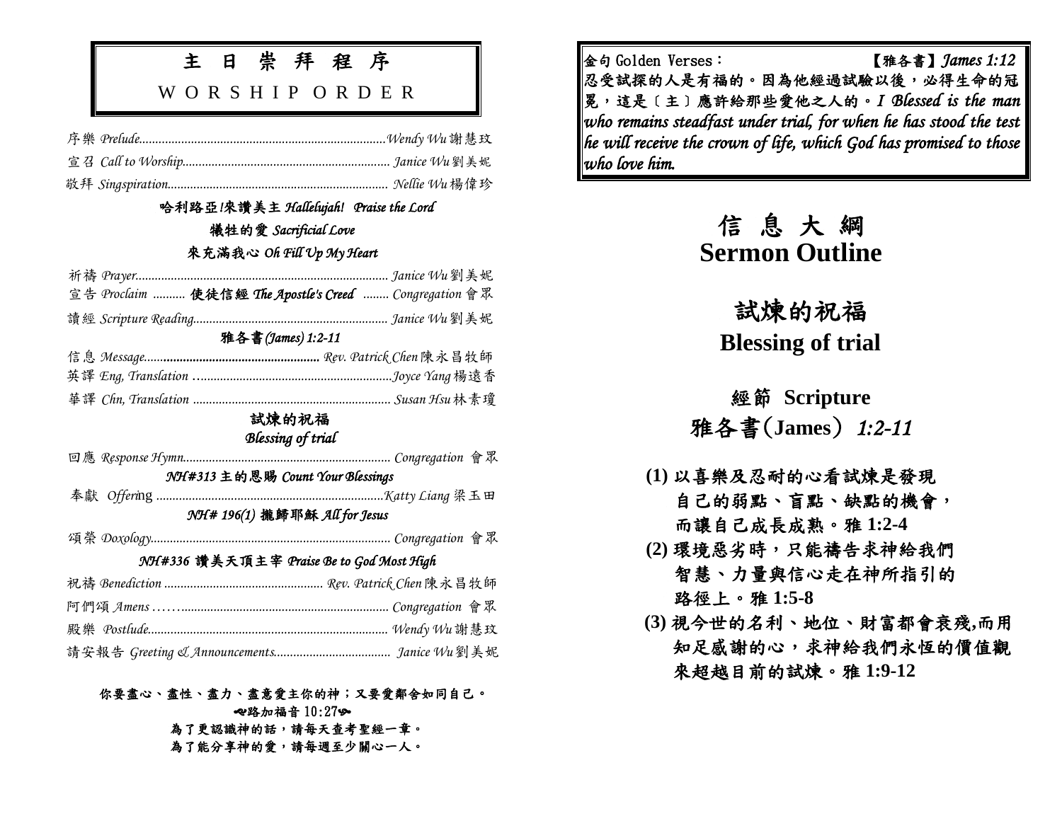# 主 日 崇 拜 程 序

## W O R S H I P O R D E R

序樂 *Prelude*......................................................................*Wendy Wu* 謝慧玟

宣召 *Call to Worship*............................................................ *Janice Wu* 劉美妮

敬拜 *Singspiration*................................................................ *Nellie Wu* 楊偉珍

哈利路亞!來讚美主 *Hallelujah! Praise the Lord*

犧牲的愛 *Sacrificial Love*

來充滿我心 *Oh Fill Up My Heart*

祈禱 *Prayer*......................................................................... *Janice Wu* 劉美妮

宣告 *Proclaim* .......... **使徒信經** ***The Apostle's Creed*** ........ *Congregation* 會眾

讀經 *Scripture Reading*....................................................... *Janice Wu* 劉美妮

雅各書 *(James) 1:2-11*

信息 *Message*...................................................... *Rev. Patrick Chen* 陳永昌牧師

英譯 *Eng, Translation* ........................................................*Joyce Yang* 楊遠香

華譯 *Chn, Translation* ......................................................... *Susan Hsu* 林素瓊

試煉的祝福

*Blessing of trial*

回應 *Response Hymn*............................................................. *Congregation* 會眾

*NH#313* 主的恩賜 *Count Your Blessings*

奉獻 *Offering* ....................................................................*Katty Liang* 梁玉田

*NH# 196(1)* 攏歸耶穌 *All for Jesus*

頌榮 *Doxology*...................................................................... *Congregation* 會眾

*NH#336* 讚美天頂主宰 *Praise Be to God Most High*

祝禱 *Benediction* ................................................ *Rev. Patrick Chen* 陳永昌牧師

阿們頌 *Amens* ……............................................................. *Congregation* 會眾

殿樂 *Postlude*...................................................................... *Wendy Wu* 謝慧玟

請安報告 *Greeting & Announcements*.................................... *Janice Wu* 劉美妮

你要盡心、盡性、盡力、盡意愛主你的神；又要愛鄰舍如同自己。

路加福音 10:27

為了更認識神的話，請每天查考聖經一章。

為了能分享神的愛，請每週至少關心一人。

---

金句 Golden Verses：　【雅各書】*James 1:12*

忍受試探的人是有福的。因為他經過試驗以後，必得生命的冠冕，這是〔主〕應許給那些愛他之人的。*I Blessed is the man who remains steadfast under trial, for when he has stood the test he will receive the crown of life, which God has promised to those who love him.*

# 信 息 大 綱
# Sermon Outline

## 試煉的祝福
## Blessing of trial

### 經節 Scripture
### 雅各書（James） *1:2-11*

**(1)** 以喜樂及忍耐的心看試煉是發現自己的弱點、盲點、缺點的機會，而讓自己成長成熟。雅 1:2-4

**(2)** 環境惡劣時，只能禱告求神給我們智慧、力量與信心走在神所指引的路徑上。雅 1:5-8

**(3)** 視今世的名利、地位、財富都會衰殘,而用知足感謝的心，求神給我們永恆的價值觀來超越目前的試煉。雅 1:9-12